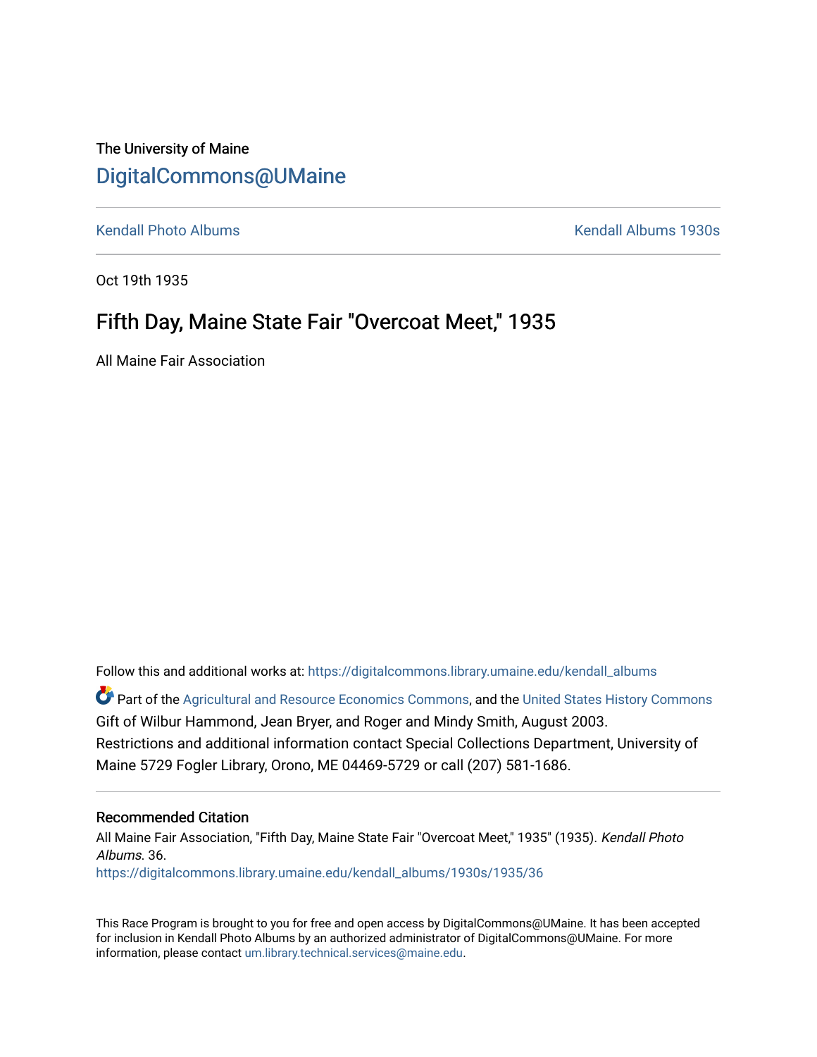The University of Maine

# DigitalCommons@UMaine

Kendall Photo Albums | Kendall Albums 1930s

Oct 19th 1935

## Fifth Day, Maine State Fair "Overcoat Meet," 1935

All Maine Fair Association

Follow this and additional works at: https://digitalcommons.library.umaine.edu/kendall_albums

Part of the Agricultural and Resource Economics Commons, and the United States History Commons

Gift of Wilbur Hammond, Jean Bryer, and Roger and Mindy Smith, August 2003.

Restrictions and additional information contact Special Collections Department, University of Maine 5729 Fogler Library, Orono, ME 04469-5729 or call (207) 581-1686.

### Recommended Citation

All Maine Fair Association, "Fifth Day, Maine State Fair "Overcoat Meet," 1935" (1935). *Kendall Photo Albums*. 36.
https://digitalcommons.library.umaine.edu/kendall_albums/1930s/1935/36

This Race Program is brought to you for free and open access by DigitalCommons@UMaine. It has been accepted for inclusion in Kendall Photo Albums by an authorized administrator of DigitalCommons@UMaine. For more information, please contact um.library.technical.services@maine.edu.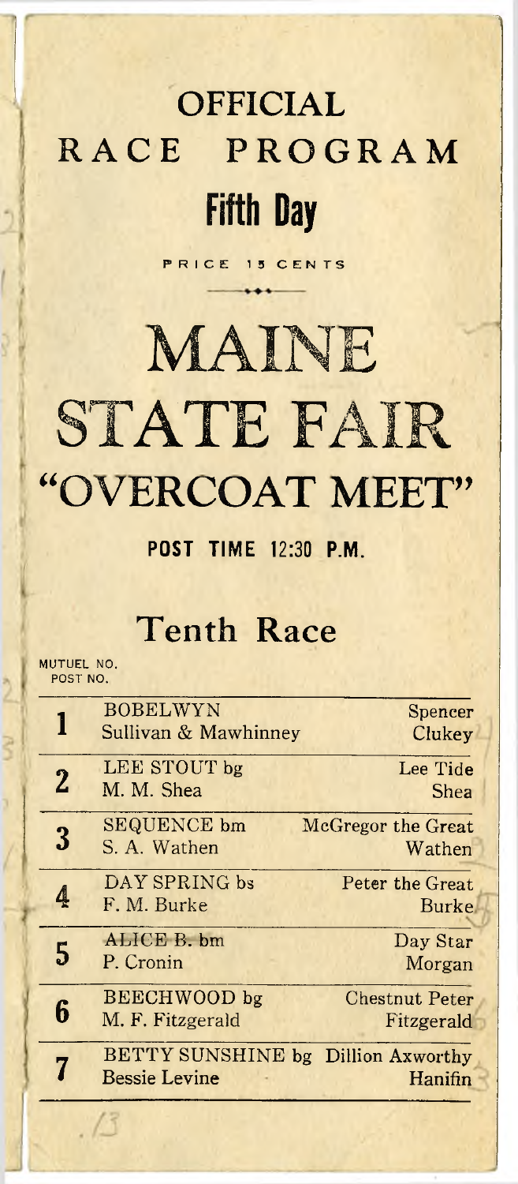# OFFICIAL RACE PROGRAM

## Fifth Day

PRICE 15 CENTS

# MAINE STATE FAIR

# "OVERCOAT MEET"

**POST TIME 12:30 P.M.**

## Tenth Race

MUTUEL NO.
POST NO.

| No. | Horse / Owner | Sire / Driver |
|---|---|---|
| 1 | BOBELWYN<br>Sullivan & Mawhinney | Spencer<br>Clukey |
| 2 | LEE STOUT bg<br>M. M. Shea | Lee Tide<br>Shea |
| 3 | SEQUENCE bm<br>S. A. Wathen | McGregor the Great<br>Wathen |
| 4 | DAY SPRING bs<br>F. M. Burke | Peter the Great<br>Burke |
| 5 | ALICE B. bm<br>P. Cronin | Day Star<br>Morgan |
| 6 | BEECHWOOD bg<br>M. F. Fitzgerald | Chestnut Peter<br>Fitzgerald |
| 7 | BETTY SUNSHINE bg<br>Bessie Levine | Dillion Axworthy<br>Hanifin |

/3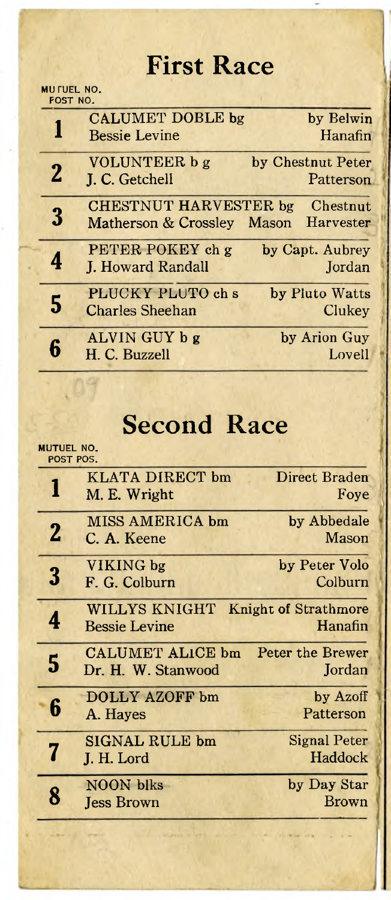# First Race

| MUTUEL NO. POST NO. | | |
|---|---|---|
| 1 | CALUMET DOBLE bg<br>Bessie Levine | by Belwin<br>Hanafin |
| 2 | VOLUNTEER b g<br>J. C. Getchell | by Chestnut Peter<br>Patterson |
| 3 | CHESTNUT HARVESTER bg<br>Matherson & Crossley | Chestnut<br>Mason Harvester |
| 4 | PETER POKEY ch g<br>J. Howard Randall | by Capt. Aubrey<br>Jordan |
| 5 | PLUCKY PLUTO ch s<br>Charles Sheehan | by Pluto Watts<br>Clukey |
| 6 | ALVIN GUY b g<br>H. C. Buzzell | by Arion Guy<br>Lovell |

# Second Race

| MUTUEL NO. POST POS. | | |
|---|---|---|
| 1 | KLATA DIRECT bm<br>M. E. Wright | Direct Braden<br>Foye |
| 2 | MISS AMERICA bm<br>C. A. Keene | by Abbedale<br>Mason |
| 3 | VIKING bg<br>F. G. Colburn | by Peter Volo<br>Colburn |
| 4 | WILLYS KNIGHT<br>Bessie Levine | Knight of Strathmore<br>Hanafin |
| 5 | CALUMET ALICE bm<br>Dr. H. W. Stanwood | Peter the Brewer<br>Jordan |
| 6 | DOLLY AZOFF bm<br>A. Hayes | by Azoff<br>Patterson |
| 7 | SIGNAL RULE bm<br>J. H. Lord | Signal Peter<br>Haddock |
| 8 | NOON blks<br>Jess Brown | by Day Star<br>Brown |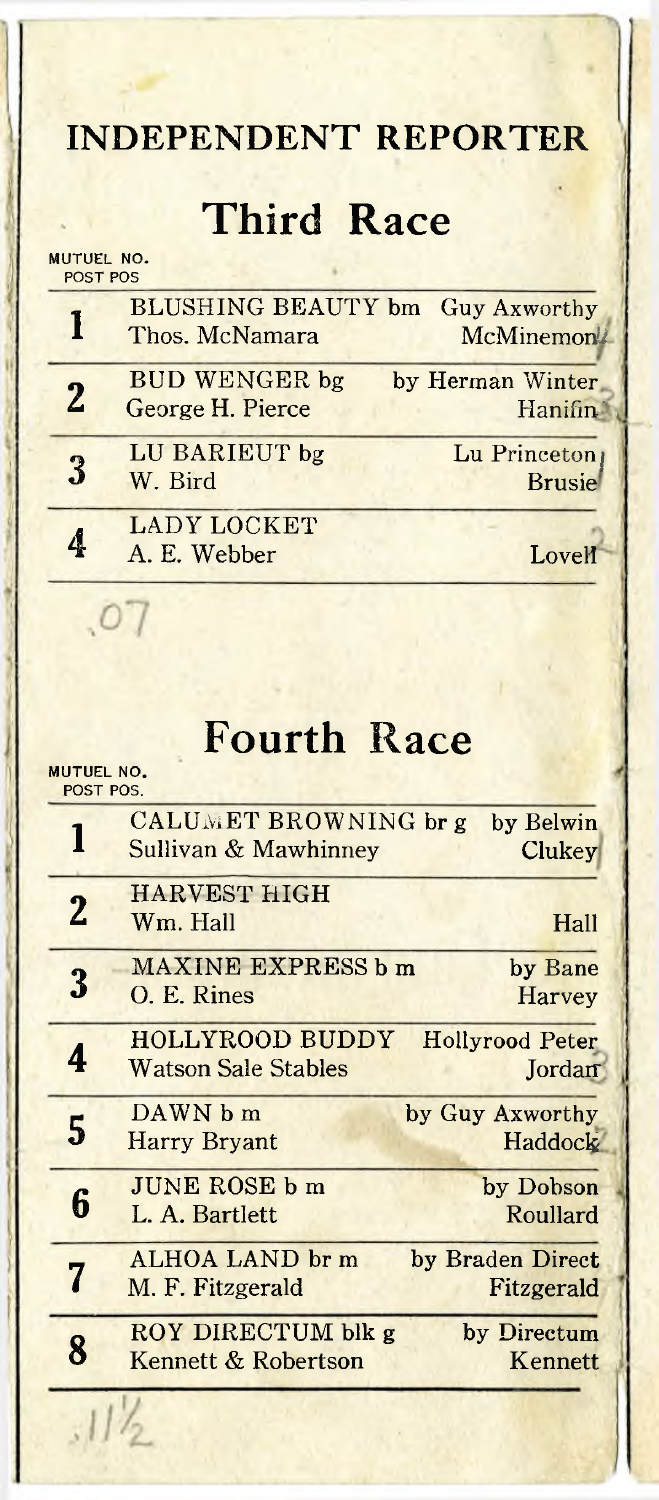## INDEPENDENT REPORTER

# Third Race

| MUTUEL NO. POST POS | | |
|---|---|---|
| 1 | BLUSHING BEAUTY bm<br>Thos. McNamara | Guy Axworthy<br>McMinemon |
| 2 | BUD WENGER bg<br>George H. Pierce | by Herman Winter<br>Hanifin |
| 3 | LU BARIEUT bg<br>W. Bird | Lu Princeton<br>Brusie |
| 4 | LADY LOCKET<br>A. E. Webber | Lovell |

.07

# Fourth Race

| MUTUEL NO. POST POS. | | |
|---|---|---|
| 1 | CALUMET BROWNING br g<br>Sullivan & Mawhinney | by Belwin<br>Clukey |
| 2 | HARVEST HIGH<br>Wm. Hall | Hall |
| 3 | MAXINE EXPRESS b m<br>O. E. Rines | by Bane<br>Harvey |
| 4 | HOLLYROOD BUDDY<br>Watson Sale Stables | Hollyrood Peter<br>Jordan |
| 5 | DAWN b m<br>Harry Bryant | by Guy Axworthy<br>Haddock |
| 6 | JUNE ROSE b m<br>L. A. Bartlett | by Dobson<br>Roullard |
| 7 | ALHOA LAND br m<br>M. F. Fitzgerald | by Braden Direct<br>Fitzgerald |
| 8 | ROY DIRECTUM blk g<br>Kennett & Robertson | by Directum<br>Kennett |

.11½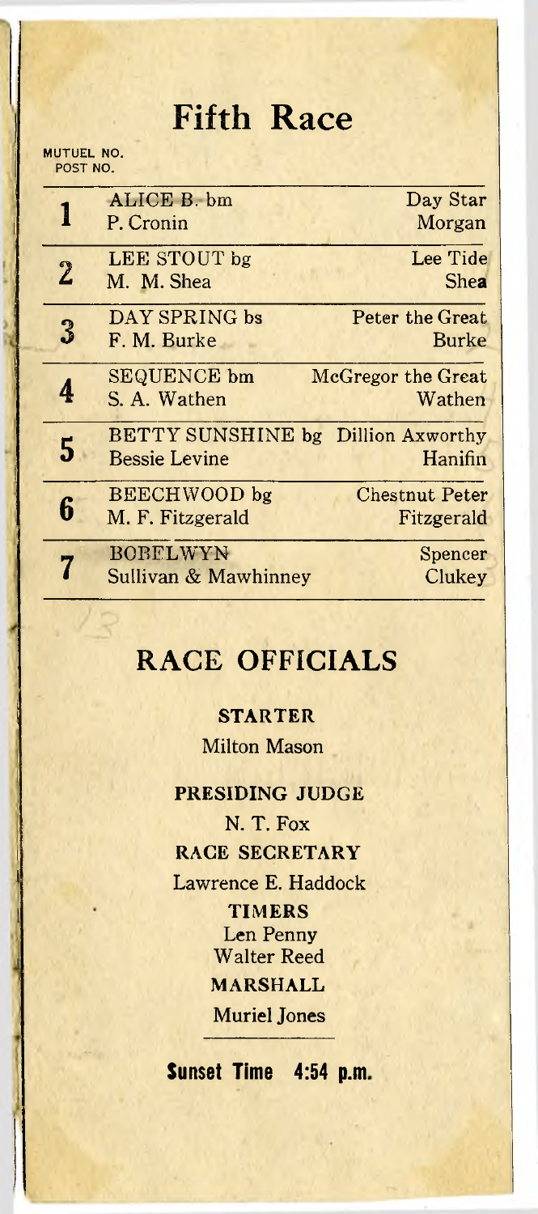# Fifth Race

MUTUEL NO.
POST NO.

| No. | Horse / Owner | Sire / Driver |
|---|---|---|
| 1 | ALICE B. bm<br>P. Cronin | Day Star<br>Morgan |
| 2 | LEE STOUT bg<br>M. M. Shea | Lee Tide<br>Shea |
| 3 | DAY SPRING bs<br>F. M. Burke | Peter the Great<br>Burke |
| 4 | SEQUENCE bm<br>S. A. Wathen | McGregor the Great<br>Wathen |
| 5 | BETTY SUNSHINE bg<br>Bessie Levine | Dillion Axworthy<br>Hanifin |
| 6 | BEECHWOOD bg<br>M. F. Fitzgerald | Chestnut Peter<br>Fitzgerald |
| 7 | BOBELWYN<br>Sullivan & Mawhinney | Spencer<br>Clukey |

## RACE OFFICIALS

**STARTER**

Milton Mason

**PRESIDING JUDGE**

N. T. Fox

**RACE SECRETARY**

Lawrence E. Haddock

**TIMERS**

Len Penny

Walter Reed

**MARSHALL**

Muriel Jones

**Sunset Time 4:54 p.m.**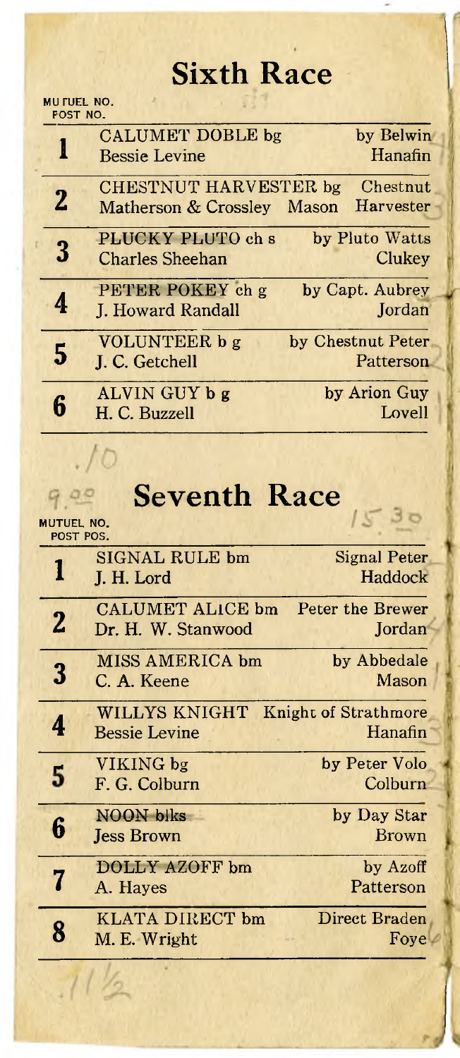# Sixth Race

| MUTUEL NO. POST NO. | | |
|---|---|---|
| 1 | CALUMET DOBLE bg<br>Bessie Levine | by Belwin<br>Hanafin |
| 2 | CHESTNUT HARVESTER bg<br>Matherson & Crossley | Chestnut<br>Mason Harvester |
| 3 | PLUCKY PLUTO ch s<br>Charles Sheehan | by Pluto Watts<br>Clukey |
| 4 | PETER POKEY ch g<br>J. Howard Randall | by Capt. Aubrey<br>Jordan |
| 5 | VOLUNTEER b g<br>J. C. Getchell | by Chestnut Peter<br>Patterson |
| 6 | ALVIN GUY b g<br>H. C. Buzzell | by Arion Guy<br>Lovell |

.10

9.00

# Seventh Race

15 30

| MUTUEL NO. POST POS. | | |
|---|---|---|
| 1 | SIGNAL RULE bm<br>J. H. Lord | Signal Peter<br>Haddock |
| 2 | CALUMET ALICE bm<br>Dr. H. W. Stanwood | Peter the Brewer<br>Jordan |
| 3 | MISS AMERICA bm<br>C. A. Keene | by Abbedale<br>Mason |
| 4 | WILLYS KNIGHT<br>Bessie Levine | Knight of Strathmore<br>Hanafin |
| 5 | VIKING bg<br>F. G. Colburn | by Peter Volo<br>Colburn |
| 6 | ~~NOON blks~~<br>Jess Brown | by Day Star<br>Brown |
| 7 | DOLLY AZOFF bm<br>A. Hayes | by Azoff<br>Patterson |
| 8 | KLATA DIRECT bm<br>M. E. Wright | Direct Braden<br>Foye |

.11½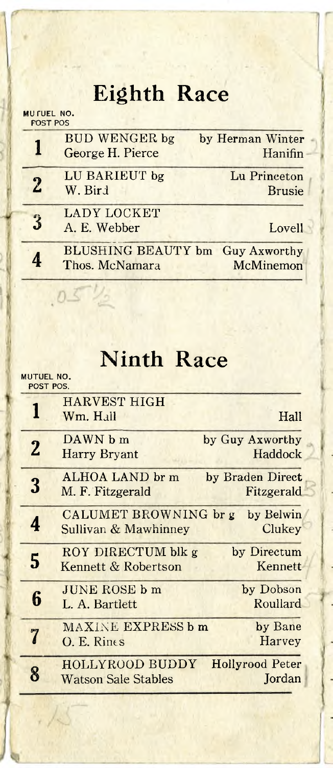# Eighth Race

| MUTUEL NO. POST POS | | |
|---|---|---|
| 1 | BUD WENGER bg<br>George H. Pierce | by Herman Winter<br>Hanifin |
| 2 | LU BARIEUT bg<br>W. Bird | Lu Princeton<br>Brusie |
| 3 | LADY LOCKET<br>A. E. Webber | Lovell |
| 4 | BLUSHING BEAUTY bm<br>Thos. McNamara | Guy Axworthy<br>McMinemon |

05½

# Ninth Race

| MUTUEL NO. POST POS. | | |
|---|---|---|
| 1 | HARVEST HIGH<br>Wm. Hall | Hall |
| 2 | DAWN b m<br>Harry Bryant | by Guy Axworthy<br>Haddock |
| 3 | ALHOA LAND br m<br>M. F. Fitzgerald | by Braden Direct<br>Fitzgerald |
| 4 | CALUMET BROWNING br g<br>Sullivan & Mawhinney | by Belwin<br>Clukey |
| 5 | ROY DIRECTUM blk g<br>Kennett & Robertson | by Directum<br>Kennett |
| 6 | JUNE ROSE b m<br>L. A. Bartlett | by Dobson<br>Roullard |
| 7 | MAXINE EXPRESS b m<br>O. E. Rines | by Bane<br>Harvey |
| 8 | HOLLYROOD BUDDY<br>Watson Sale Stables | Hollyrood Peter<br>Jordan |

15